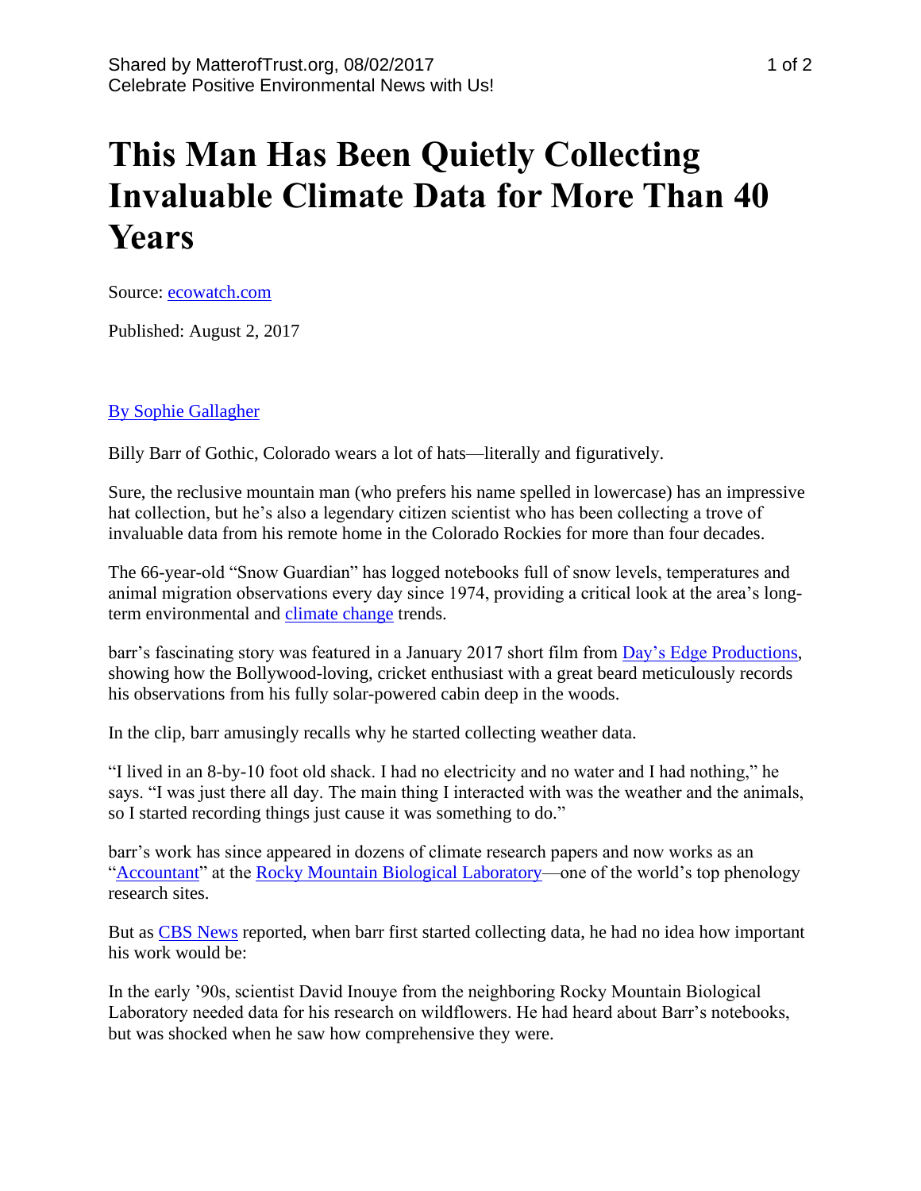# This Man Has Been Quietly Collecting Invaluable Climate Data for More Than 40 Years

Source: ecowatch.com

Published: August 2, 2017

By Sophie Gallagher

Billy Barr of Gothic, Colorado wears a lot of hats—literally and figuratively.

Sure, the reclusive mountain man (who prefers his name spelled in lowercase) has an impressive hat collection, but he's also a legendary citizen scientist who has been collecting a trove of invaluable data from his remote home in the Colorado Rockies for more than four decades.

The 66-year-old "Snow Guardian" has logged notebooks full of snow levels, temperatures and animal migration observations every day since 1974, providing a critical look at the area's long-term environmental and climate change trends.

barr's fascinating story was featured in a January 2017 short film from Day's Edge Productions, showing how the Bollywood-loving, cricket enthusiast with a great beard meticulously records his observations from his fully solar-powered cabin deep in the woods.

In the clip, barr amusingly recalls why he started collecting weather data.

"I lived in an 8-by-10 foot old shack. I had no electricity and no water and I had nothing," he says. "I was just there all day. The main thing I interacted with was the weather and the animals, so I started recording things just cause it was something to do."

barr's work has since appeared in dozens of climate research papers and now works as an "Accountant" at the Rocky Mountain Biological Laboratory—one of the world's top phenology research sites.

But as CBS News reported, when barr first started collecting data, he had no idea how important his work would be:

In the early '90s, scientist David Inouye from the neighboring Rocky Mountain Biological Laboratory needed data for his research on wildflowers. He had heard about Barr's notebooks, but was shocked when he saw how comprehensive they were.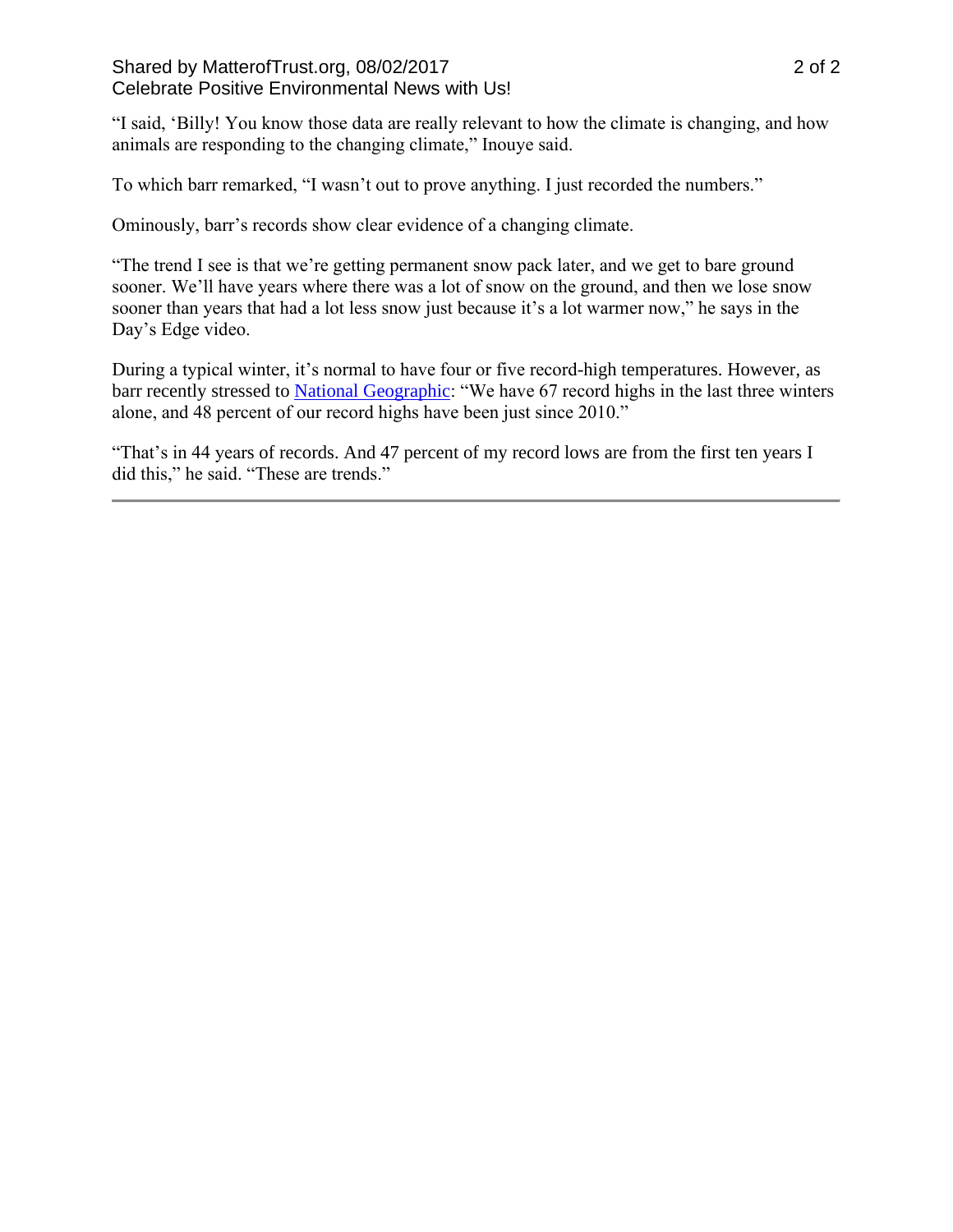"I said, 'Billy! You know those data are really relevant to how the climate is changing, and how animals are responding to the changing climate," Inouye said.

To which barr remarked, "I wasn't out to prove anything. I just recorded the numbers."

Ominously, barr's records show clear evidence of a changing climate.

"The trend I see is that we're getting permanent snow pack later, and we get to bare ground sooner. We'll have years where there was a lot of snow on the ground, and then we lose snow sooner than years that had a lot less snow just because it's a lot warmer now," he says in the Day's Edge video.

During a typical winter, it's normal to have four or five record-high temperatures. However, as barr recently stressed to National Geographic: "We have 67 record highs in the last three winters alone, and 48 percent of our record highs have been just since 2010."

"That's in 44 years of records. And 47 percent of my record lows are from the first ten years I did this," he said. "These are trends."